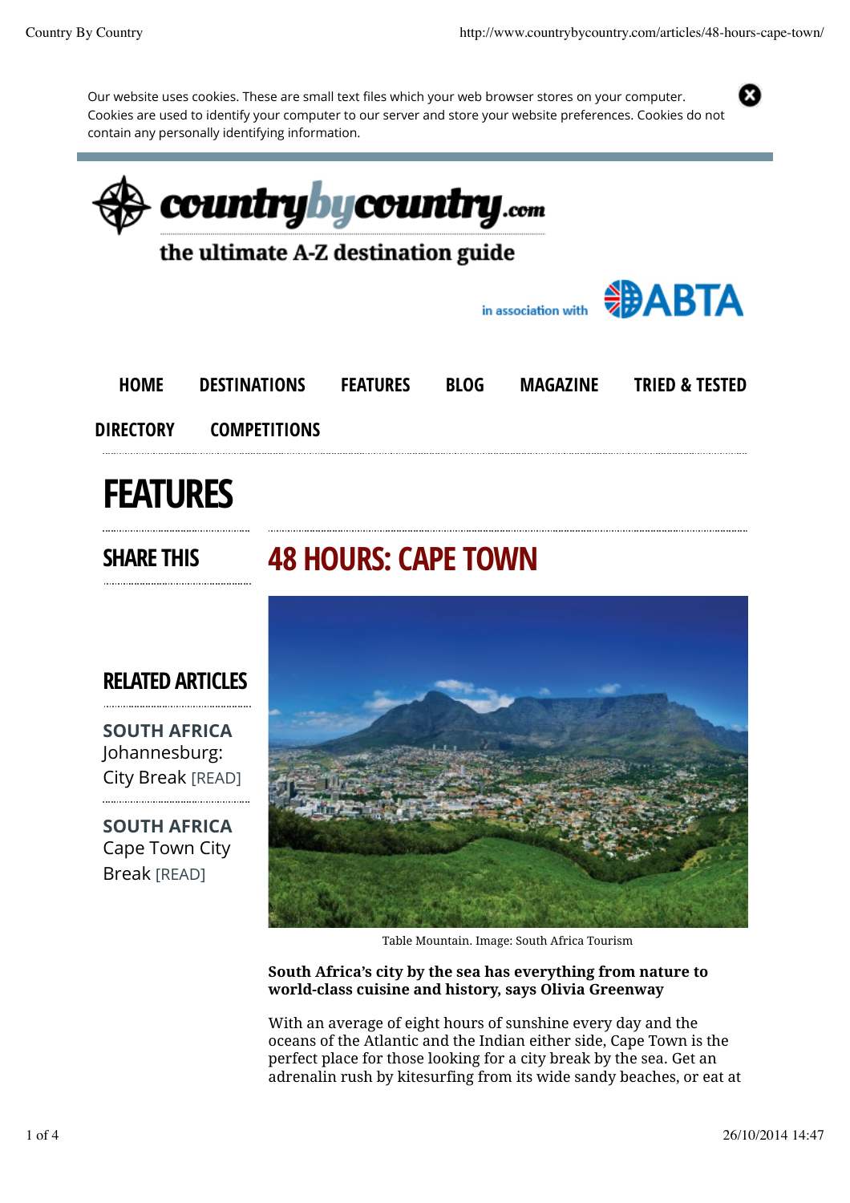Our website uses cookies. These are small text files which your web browser stores on your computer. Cookies are used to identify your computer to our server and store your website preferences. Cookies do not contain any personally identifying information.

countrybycountry.com

the ultimate A-Z destination guide

in association with ABTA

HOME DESTINATIONS FEATURES BLOG MAGAZINE TRIED & TESTED DIRECTORY COMPETITIONS

# FEATURES

SHARE THIS

## RELATED ARTICLES

**SOUTH AFRICA** Johannesburg: City Break [READ]

**SOUTH AFRICA** Cape Town City Break [READ]

## 48 HOURS: CAPE TOWN

Table Mountain. Image: South Africa Tourism

**South Africa's city by the sea has everything from nature to world-class cuisine and history, says Olivia Greenway**

With an average of eight hours of sunshine every day and the oceans of the Atlantic and the Indian either side, Cape Town is the perfect place for those looking for a city break by the sea. Get an adrenalin rush by kitesurfing from its wide sandy beaches, or eat at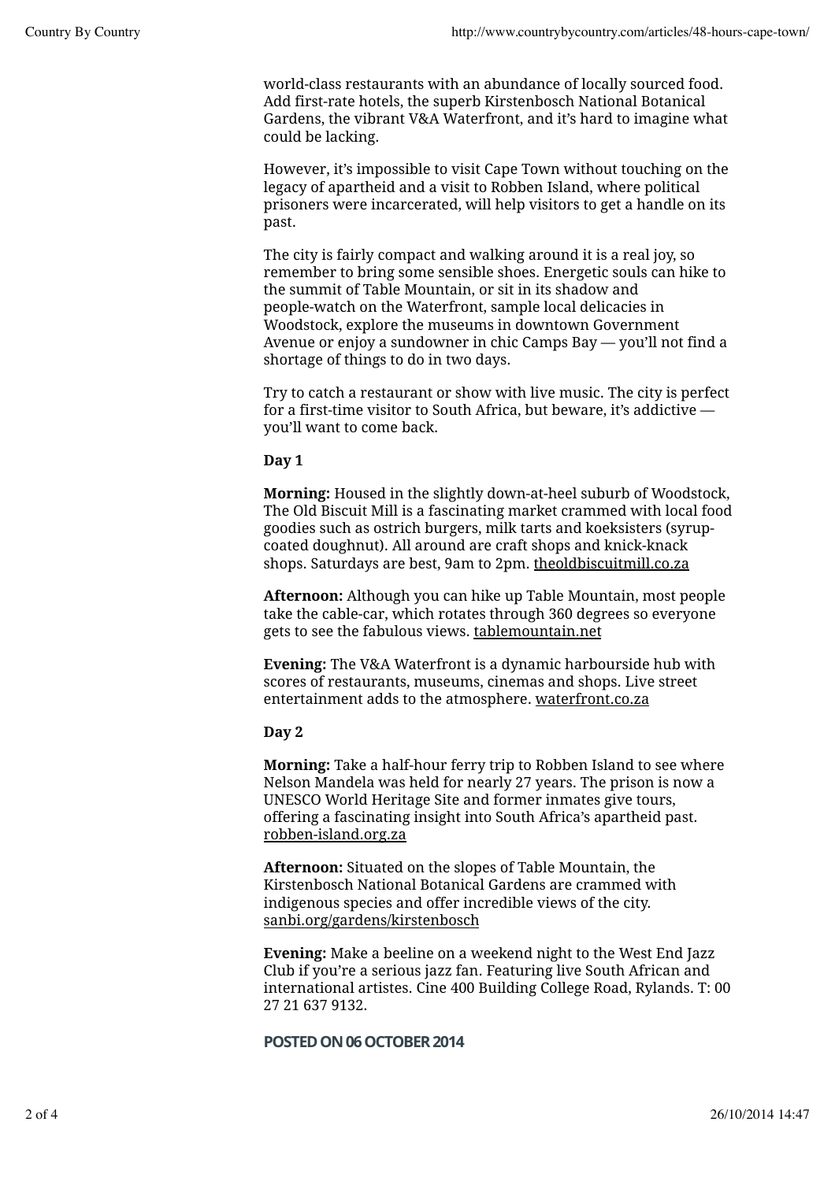world-class restaurants with an abundance of locally sourced food. Add first-rate hotels, the superb Kirstenbosch National Botanical Gardens, the vibrant V&A Waterfront, and it's hard to imagine what could be lacking.

However, it's impossible to visit Cape Town without touching on the legacy of apartheid and a visit to Robben Island, where political prisoners were incarcerated, will help visitors to get a handle on its past.

The city is fairly compact and walking around it is a real joy, so remember to bring some sensible shoes. Energetic souls can hike to the summit of Table Mountain, or sit in its shadow and people-watch on the Waterfront, sample local delicacies in Woodstock, explore the museums in downtown Government Avenue or enjoy a sundowner in chic Camps Bay — you'll not find a shortage of things to do in two days.

Try to catch a restaurant or show with live music. The city is perfect for a first-time visitor to South Africa, but beware, it's addictive — you'll want to come back.

**Day 1**

**Morning:** Housed in the slightly down-at-heel suburb of Woodstock, The Old Biscuit Mill is a fascinating market crammed with local food goodies such as ostrich burgers, milk tarts and koeksisters (syrup-coated doughnut). All around are craft shops and knick-knack shops. Saturdays are best, 9am to 2pm. theoldbiscuitmill.co.za

**Afternoon:** Although you can hike up Table Mountain, most people take the cable-car, which rotates through 360 degrees so everyone gets to see the fabulous views. tablemountain.net

**Evening:** The V&A Waterfront is a dynamic harbourside hub with scores of restaurants, museums, cinemas and shops. Live street entertainment adds to the atmosphere. waterfront.co.za

**Day 2**

**Morning:** Take a half-hour ferry trip to Robben Island to see where Nelson Mandela was held for nearly 27 years. The prison is now a UNESCO World Heritage Site and former inmates give tours, offering a fascinating insight into South Africa's apartheid past. robben-island.org.za

**Afternoon:** Situated on the slopes of Table Mountain, the Kirstenbosch National Botanical Gardens are crammed with indigenous species and offer incredible views of the city. sanbi.org/gardens/kirstenbosch

**Evening:** Make a beeline on a weekend night to the West End Jazz Club if you're a serious jazz fan. Featuring live South African and international artistes. Cine 400 Building College Road, Rylands. T: 00 27 21 637 9132.

**POSTED ON 06 OCTOBER 2014**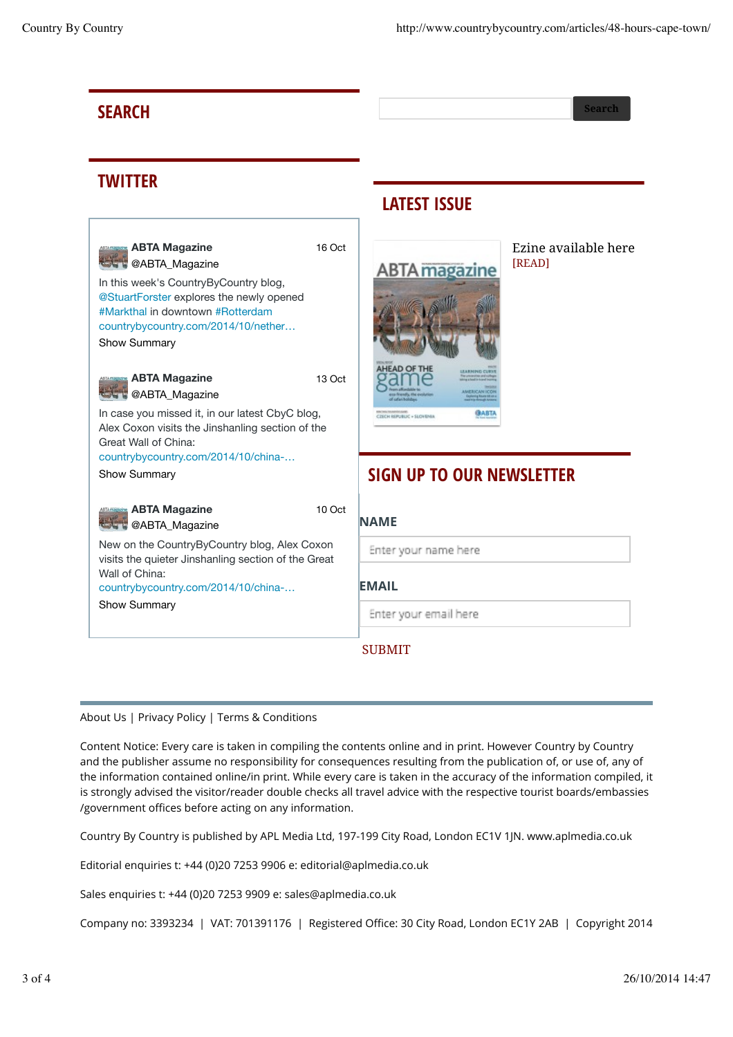## SEARCH

Search

## TWITTER

**ABTA Magazine** @ABTA_Magazine 16 Oct

In this week's CountryByCountry blog, @StuartForster explores the newly opened #Markthal in downtown #Rotterdam countrybycountry.com/2014/10/nether…

Show Summary

**ABTA Magazine** @ABTA_Magazine 13 Oct

In case you missed it, in our latest CbyC blog, Alex Coxon visits the Jinshanling section of the Great Wall of China: countrybycountry.com/2014/10/china-…

Show Summary

**ABTA Magazine** @ABTA_Magazine 10 Oct

New on the CountryByCountry blog, Alex Coxon visits the quieter Jinshanling section of the Great Wall of China: countrybycountry.com/2014/10/china-…

Show Summary

## LATEST ISSUE

Ezine available here
[READ]

## SIGN UP TO OUR NEWSLETTER

**NAME**

Enter your name here

**EMAIL**

Enter your email here

SUBMIT

---

About Us | Privacy Policy | Terms & Conditions

Content Notice: Every care is taken in compiling the contents online and in print. However Country by Country and the publisher assume no responsibility for consequences resulting from the publication of, or use of, any of the information contained online/in print. While every care is taken in the accuracy of the information compiled, it is strongly advised the visitor/reader double checks all travel advice with the respective tourist boards/embassies /government offices before acting on any information.

Country By Country is published by APL Media Ltd, 197-199 City Road, London EC1V 1JN. www.aplmedia.co.uk

Editorial enquiries t: +44 (0)20 7253 9906 e: editorial@aplmedia.co.uk

Sales enquiries t: +44 (0)20 7253 9909 e: sales@aplmedia.co.uk

Company no: 3393234 | VAT: 701391176 | Registered Office: 30 City Road, London EC1Y 2AB | Copyright 2014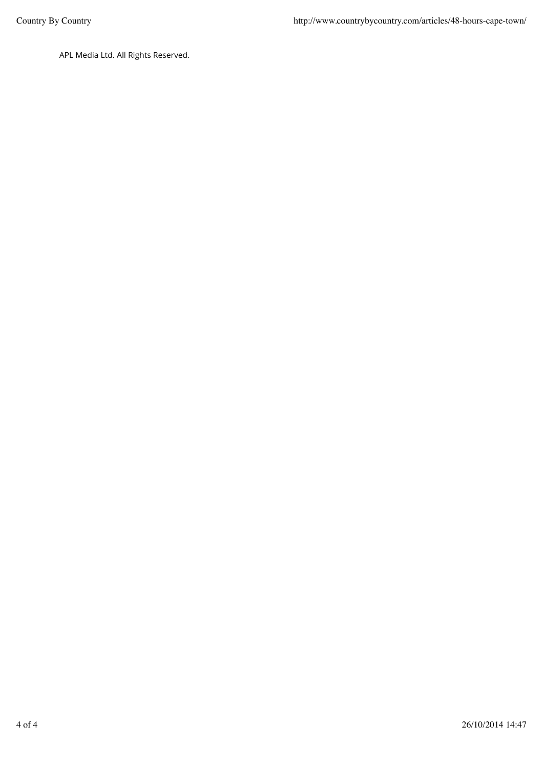APL Media Ltd. All Rights Reserved.